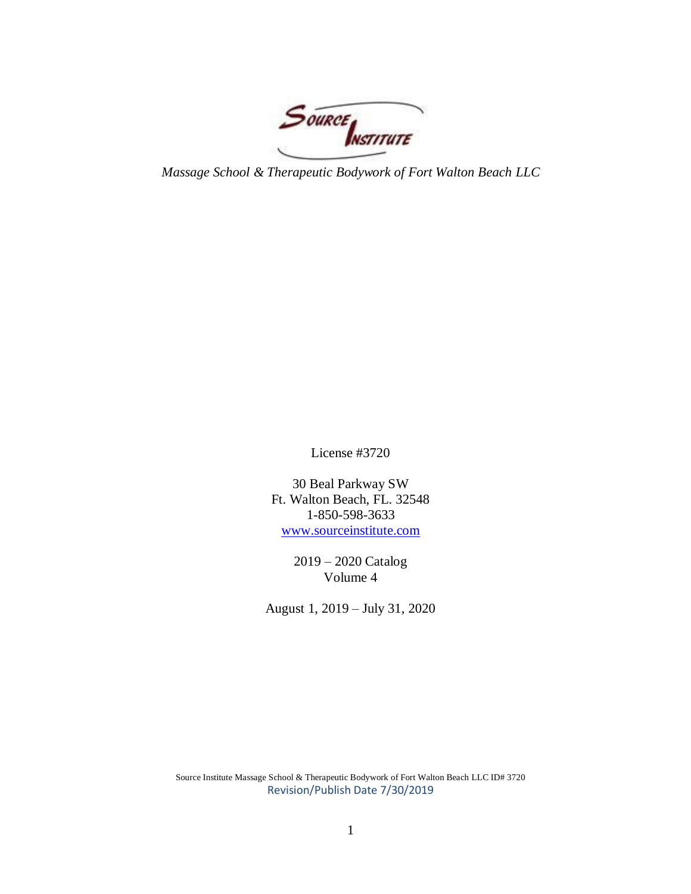Source Institute

*Massage School & Therapeutic Bodywork of Fort Walton Beach LLC*

License #3720

30 Beal Parkway SW
Ft. Walton Beach, FL. 32548
1-850-598-3633
www.sourceinstitute.com

2019 – 2020 Catalog
Volume 4

August 1, 2019 – July 31, 2020

Source Institute Massage School & Therapeutic Bodywork of Fort Walton Beach LLC ID# 3720
Revision/Publish Date 7/30/2019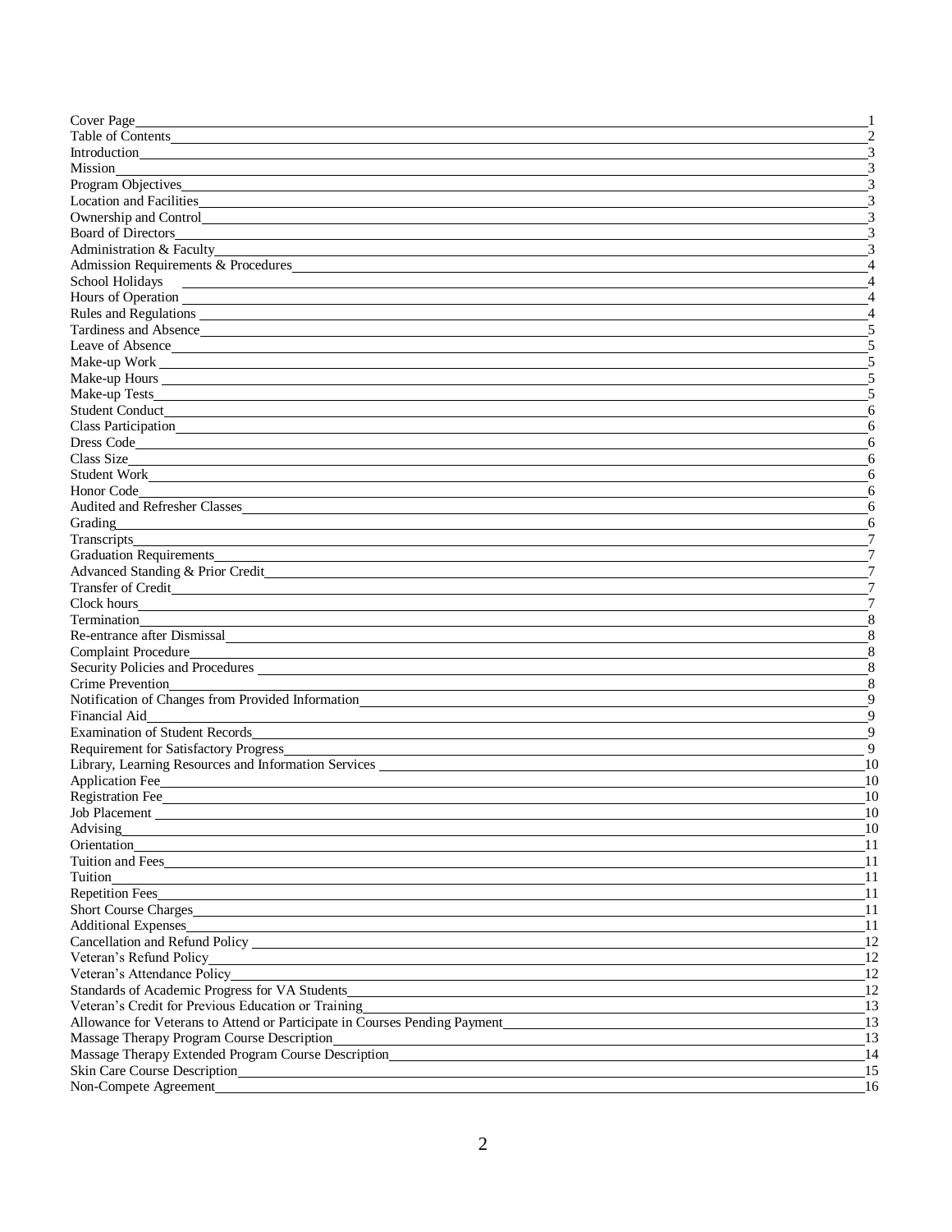| Section | Page |
|---|---|
| Cover Page | 1 |
| Table of Contents | 2 |
| Introduction | 3 |
| Mission | 3 |
| Program Objectives | 3 |
| Location and Facilities | 3 |
| Ownership and Control | 3 |
| Board of Directors | 3 |
| Administration & Faculty | 3 |
| Admission Requirements & Procedures | 4 |
| School Holidays | 4 |
| Hours of Operation | 4 |
| Rules and Regulations | 4 |
| Tardiness and Absence | 5 |
| Leave of Absence | 5 |
| Make-up Work | 5 |
| Make-up Hours | 5 |
| Make-up Tests | 5 |
| Student Conduct | 6 |
| Class Participation | 6 |
| Dress Code | 6 |
| Class Size | 6 |
| Student Work | 6 |
| Honor Code | 6 |
| Audited and Refresher Classes | 6 |
| Grading | 6 |
| Transcripts | 7 |
| Graduation Requirements | 7 |
| Advanced Standing & Prior Credit | 7 |
| Transfer of Credit | 7 |
| Clock hours | 7 |
| Termination | 8 |
| Re-entrance after Dismissal | 8 |
| Complaint Procedure | 8 |
| Security Policies and Procedures | 8 |
| Crime Prevention | 8 |
| Notification of Changes from Provided Information | 9 |
| Financial Aid | 9 |
| Examination of Student Records | 9 |
| Requirement for Satisfactory Progress | 9 |
| Library, Learning Resources and Information Services | 10 |
| Application Fee | 10 |
| Registration Fee | 10 |
| Job Placement | 10 |
| Advising | 10 |
| Orientation | 11 |
| Tuition and Fees | 11 |
| Tuition | 11 |
| Repetition Fees | 11 |
| Short Course Charges | 11 |
| Additional Expenses | 11 |
| Cancellation and Refund Policy | 12 |
| Veteran's Refund Policy | 12 |
| Veteran's Attendance Policy | 12 |
| Standards of Academic Progress for VA Students | 12 |
| Veteran's Credit for Previous Education or Training | 13 |
| Allowance for Veterans to Attend or Participate in Courses Pending Payment | 13 |
| Massage Therapy Program Course Description | 13 |
| Massage Therapy Extended Program Course Description | 14 |
| Skin Care Course Description | 15 |
| Non-Compete Agreement | 16 |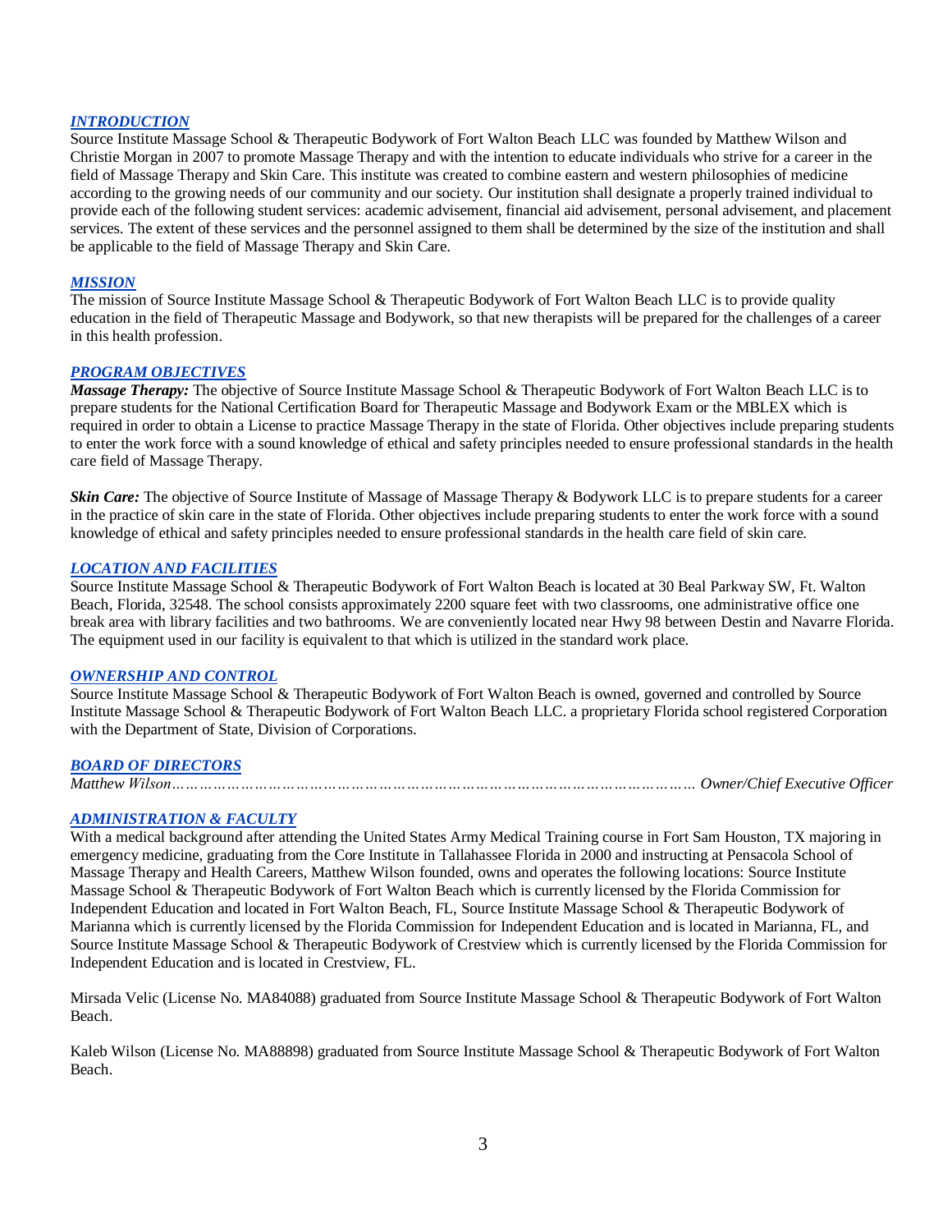## *INTRODUCTION*

Source Institute Massage School & Therapeutic Bodywork of Fort Walton Beach LLC was founded by Matthew Wilson and Christie Morgan in 2007 to promote Massage Therapy and with the intention to educate individuals who strive for a career in the field of Massage Therapy and Skin Care. This institute was created to combine eastern and western philosophies of medicine according to the growing needs of our community and our society. Our institution shall designate a properly trained individual to provide each of the following student services: academic advisement, financial aid advisement, personal advisement, and placement services. The extent of these services and the personnel assigned to them shall be determined by the size of the institution and shall be applicable to the field of Massage Therapy and Skin Care.

## *MISSION*

The mission of Source Institute Massage School & Therapeutic Bodywork of Fort Walton Beach LLC is to provide quality education in the field of Therapeutic Massage and Bodywork, so that new therapists will be prepared for the challenges of a career in this health profession.

## *PROGRAM OBJECTIVES*

***Massage Therapy:*** The objective of Source Institute Massage School & Therapeutic Bodywork of Fort Walton Beach LLC is to prepare students for the National Certification Board for Therapeutic Massage and Bodywork Exam or the MBLEX which is required in order to obtain a License to practice Massage Therapy in the state of Florida. Other objectives include preparing students to enter the work force with a sound knowledge of ethical and safety principles needed to ensure professional standards in the health care field of Massage Therapy.

***Skin Care:*** The objective of Source Institute of Massage of Massage Therapy & Bodywork LLC is to prepare students for a career in the practice of skin care in the state of Florida. Other objectives include preparing students to enter the work force with a sound knowledge of ethical and safety principles needed to ensure professional standards in the health care field of skin care.

## *LOCATION AND FACILITIES*

Source Institute Massage School & Therapeutic Bodywork of Fort Walton Beach is located at 30 Beal Parkway SW, Ft. Walton Beach, Florida, 32548. The school consists approximately 2200 square feet with two classrooms, one administrative office one break area with library facilities and two bathrooms. We are conveniently located near Hwy 98 between Destin and Navarre Florida. The equipment used in our facility is equivalent to that which is utilized in the standard work place.

## *OWNERSHIP AND CONTROL*

Source Institute Massage School & Therapeutic Bodywork of Fort Walton Beach is owned, governed and controlled by Source Institute Massage School & Therapeutic Bodywork of Fort Walton Beach LLC. a proprietary Florida school registered Corporation with the Department of State, Division of Corporations.

## *BOARD OF DIRECTORS*

*Matthew Wilson………………………………………………………………………………………… Owner/Chief Executive Officer*

## *ADMINISTRATION & FACULTY*

With a medical background after attending the United States Army Medical Training course in Fort Sam Houston, TX majoring in emergency medicine, graduating from the Core Institute in Tallahassee Florida in 2000 and instructing at Pensacola School of Massage Therapy and Health Careers, Matthew Wilson founded, owns and operates the following locations: Source Institute Massage School & Therapeutic Bodywork of Fort Walton Beach which is currently licensed by the Florida Commission for Independent Education and located in Fort Walton Beach, FL, Source Institute Massage School & Therapeutic Bodywork of Marianna which is currently licensed by the Florida Commission for Independent Education and is located in Marianna, FL, and Source Institute Massage School & Therapeutic Bodywork of Crestview which is currently licensed by the Florida Commission for Independent Education and is located in Crestview, FL.

Mirsada Velic (License No. MA84088) graduated from Source Institute Massage School & Therapeutic Bodywork of Fort Walton Beach.

Kaleb Wilson (License No. MA88898) graduated from Source Institute Massage School & Therapeutic Bodywork of Fort Walton Beach.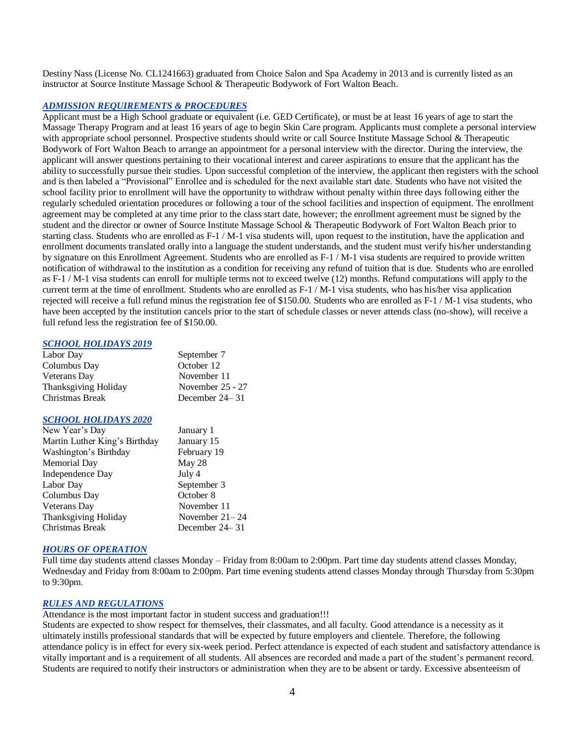Destiny Nass (License No. CL1241663) graduated from Choice Salon and Spa Academy in 2013 and is currently listed as an instructor at Source Institute Massage School & Therapeutic Bodywork of Fort Walton Beach.

### *ADMISSION REQUIREMENTS & PROCEDURES*

Applicant must be a High School graduate or equivalent (i.e. GED Certificate), or must be at least 16 years of age to start the Massage Therapy Program and at least 16 years of age to begin Skin Care program. Applicants must complete a personal interview with appropriate school personnel. Prospective students should write or call Source Institute Massage School & Therapeutic Bodywork of Fort Walton Beach to arrange an appointment for a personal interview with the director. During the interview, the applicant will answer questions pertaining to their vocational interest and career aspirations to ensure that the applicant has the ability to successfully pursue their studies. Upon successful completion of the interview, the applicant then registers with the school and is then labeled a "Provisional" Enrollee and is scheduled for the next available start date. Students who have not visited the school facility prior to enrollment will have the opportunity to withdraw without penalty within three days following either the regularly scheduled orientation procedures or following a tour of the school facilities and inspection of equipment. The enrollment agreement may be completed at any time prior to the class start date, however; the enrollment agreement must be signed by the student and the director or owner of Source Institute Massage School & Therapeutic Bodywork of Fort Walton Beach prior to starting class. Students who are enrolled as F-1 / M-1 visa students will, upon request to the institution, have the application and enrollment documents translated orally into a language the student understands, and the student must verify his/her understanding by signature on this Enrollment Agreement. Students who are enrolled as F-1 / M-1 visa students are required to provide written notification of withdrawal to the institution as a condition for receiving any refund of tuition that is due. Students who are enrolled as F-1 / M-1 visa students can enroll for multiple terms not to exceed twelve (12) months. Refund computations will apply to the current term at the time of enrollment. Students who are enrolled as F-1 / M-1 visa students, who has his/her visa application rejected will receive a full refund minus the registration fee of $150.00. Students who are enrolled as F-1 / M-1 visa students, who have been accepted by the institution cancels prior to the start of schedule classes or never attends class (no-show), will receive a full refund less the registration fee of $150.00.

### *SCHOOL HOLIDAYS 2019*

| Holiday | Date |
|---|---|
| Labor Day | September 7 |
| Columbus Day | October 12 |
| Veterans Day | November 11 |
| Thanksgiving Holiday | November 25 - 27 |
| Christmas Break | December 24– 31 |

### *SCHOOL HOLIDAYS 2020*

| Holiday | Date |
|---|---|
| New Year's Day | January 1 |
| Martin Luther King's Birthday | January 15 |
| Washington's Birthday | February 19 |
| Memorial Day | May 28 |
| Independence Day | July 4 |
| Labor Day | September 3 |
| Columbus Day | October 8 |
| Veterans Day | November 11 |
| Thanksgiving Holiday | November 21– 24 |
| Christmas Break | December 24– 31 |

### *HOURS OF OPERATION*

Full time day students attend classes Monday – Friday from 8:00am to 2:00pm. Part time day students attend classes Monday, Wednesday and Friday from 8:00am to 2:00pm. Part time evening students attend classes Monday through Thursday from 5:30pm to 9:30pm.

### *RULES AND REGULATIONS*

Attendance is the most important factor in student success and graduation!!!

Students are expected to show respect for themselves, their classmates, and all faculty. Good attendance is a necessity as it ultimately instills professional standards that will be expected by future employers and clientele. Therefore, the following attendance policy is in effect for every six-week period. Perfect attendance is expected of each student and satisfactory attendance is vitally important and is a requirement of all students. All absences are recorded and made a part of the student's permanent record. Students are required to notify their instructors or administration when they are to be absent or tardy. Excessive absenteeism of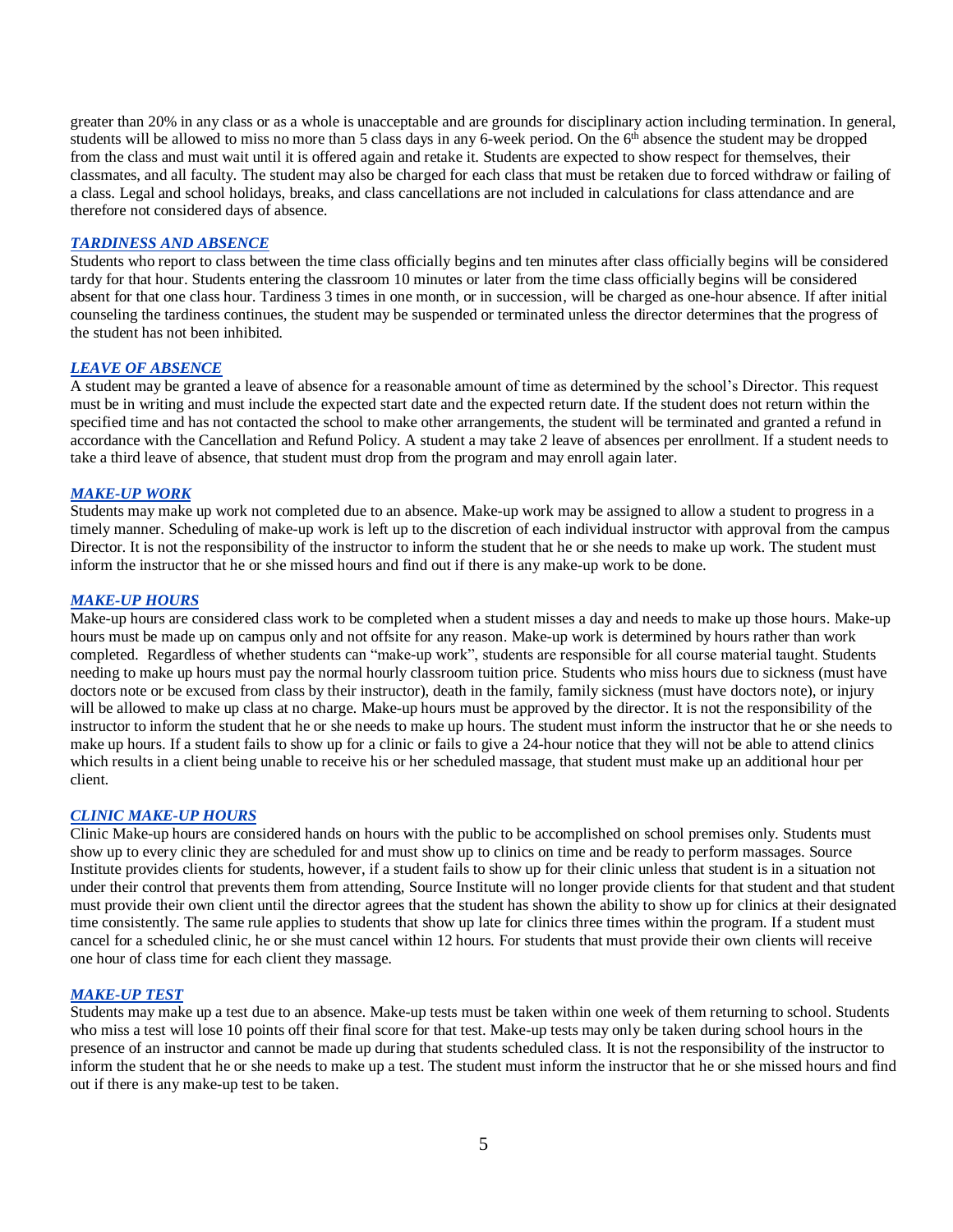greater than 20% in any class or as a whole is unacceptable and are grounds for disciplinary action including termination. In general, students will be allowed to miss no more than 5 class days in any 6-week period. On the 6th absence the student may be dropped from the class and must wait until it is offered again and retake it. Students are expected to show respect for themselves, their classmates, and all faculty. The student may also be charged for each class that must be retaken due to forced withdraw or failing of a class. Legal and school holidays, breaks, and class cancellations are not included in calculations for class attendance and are therefore not considered days of absence.

### *TARDINESS AND ABSENCE*

Students who report to class between the time class officially begins and ten minutes after class officially begins will be considered tardy for that hour. Students entering the classroom 10 minutes or later from the time class officially begins will be considered absent for that one class hour. Tardiness 3 times in one month, or in succession, will be charged as one-hour absence. If after initial counseling the tardiness continues, the student may be suspended or terminated unless the director determines that the progress of the student has not been inhibited.

### *LEAVE OF ABSENCE*

A student may be granted a leave of absence for a reasonable amount of time as determined by the school's Director. This request must be in writing and must include the expected start date and the expected return date. If the student does not return within the specified time and has not contacted the school to make other arrangements, the student will be terminated and granted a refund in accordance with the Cancellation and Refund Policy. A student a may take 2 leave of absences per enrollment. If a student needs to take a third leave of absence, that student must drop from the program and may enroll again later.

### *MAKE-UP WORK*

Students may make up work not completed due to an absence. Make-up work may be assigned to allow a student to progress in a timely manner. Scheduling of make-up work is left up to the discretion of each individual instructor with approval from the campus Director. It is not the responsibility of the instructor to inform the student that he or she needs to make up work. The student must inform the instructor that he or she missed hours and find out if there is any make-up work to be done.

### *MAKE-UP HOURS*

Make-up hours are considered class work to be completed when a student misses a day and needs to make up those hours. Make-up hours must be made up on campus only and not offsite for any reason. Make-up work is determined by hours rather than work completed. Regardless of whether students can "make-up work", students are responsible for all course material taught. Students needing to make up hours must pay the normal hourly classroom tuition price. Students who miss hours due to sickness (must have doctors note or be excused from class by their instructor), death in the family, family sickness (must have doctors note), or injury will be allowed to make up class at no charge. Make-up hours must be approved by the director. It is not the responsibility of the instructor to inform the student that he or she needs to make up hours. The student must inform the instructor that he or she needs to make up hours. If a student fails to show up for a clinic or fails to give a 24-hour notice that they will not be able to attend clinics which results in a client being unable to receive his or her scheduled massage, that student must make up an additional hour per client.

### *CLINIC MAKE-UP HOURS*

Clinic Make-up hours are considered hands on hours with the public to be accomplished on school premises only. Students must show up to every clinic they are scheduled for and must show up to clinics on time and be ready to perform massages. Source Institute provides clients for students, however, if a student fails to show up for their clinic unless that student is in a situation not under their control that prevents them from attending, Source Institute will no longer provide clients for that student and that student must provide their own client until the director agrees that the student has shown the ability to show up for clinics at their designated time consistently. The same rule applies to students that show up late for clinics three times within the program. If a student must cancel for a scheduled clinic, he or she must cancel within 12 hours. For students that must provide their own clients will receive one hour of class time for each client they massage.

### *MAKE-UP TEST*

Students may make up a test due to an absence. Make-up tests must be taken within one week of them returning to school. Students who miss a test will lose 10 points off their final score for that test. Make-up tests may only be taken during school hours in the presence of an instructor and cannot be made up during that students scheduled class. It is not the responsibility of the instructor to inform the student that he or she needs to make up a test. The student must inform the instructor that he or she missed hours and find out if there is any make-up test to be taken.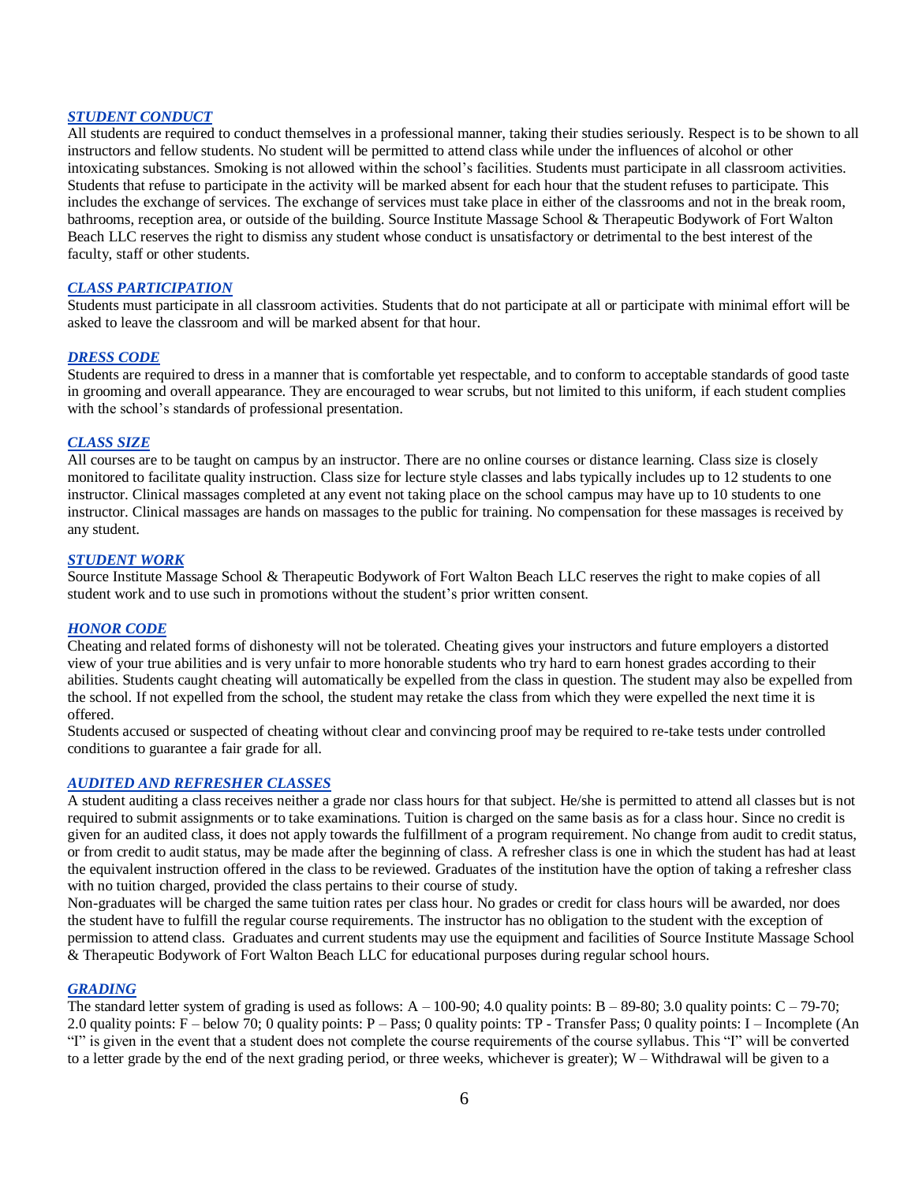### ***STUDENT CONDUCT***

All students are required to conduct themselves in a professional manner, taking their studies seriously. Respect is to be shown to all instructors and fellow students. No student will be permitted to attend class while under the influences of alcohol or other intoxicating substances. Smoking is not allowed within the school's facilities. Students must participate in all classroom activities. Students that refuse to participate in the activity will be marked absent for each hour that the student refuses to participate. This includes the exchange of services. The exchange of services must take place in either of the classrooms and not in the break room, bathrooms, reception area, or outside of the building. Source Institute Massage School & Therapeutic Bodywork of Fort Walton Beach LLC reserves the right to dismiss any student whose conduct is unsatisfactory or detrimental to the best interest of the faculty, staff or other students.

### ***CLASS PARTICIPATION***

Students must participate in all classroom activities. Students that do not participate at all or participate with minimal effort will be asked to leave the classroom and will be marked absent for that hour.

### ***DRESS CODE***

Students are required to dress in a manner that is comfortable yet respectable, and to conform to acceptable standards of good taste in grooming and overall appearance. They are encouraged to wear scrubs, but not limited to this uniform, if each student complies with the school's standards of professional presentation.

### ***CLASS SIZE***

All courses are to be taught on campus by an instructor. There are no online courses or distance learning. Class size is closely monitored to facilitate quality instruction. Class size for lecture style classes and labs typically includes up to 12 students to one instructor. Clinical massages completed at any event not taking place on the school campus may have up to 10 students to one instructor. Clinical massages are hands on massages to the public for training. No compensation for these massages is received by any student.

### ***STUDENT WORK***

Source Institute Massage School & Therapeutic Bodywork of Fort Walton Beach LLC reserves the right to make copies of all student work and to use such in promotions without the student's prior written consent.

### ***HONOR CODE***

Cheating and related forms of dishonesty will not be tolerated. Cheating gives your instructors and future employers a distorted view of your true abilities and is very unfair to more honorable students who try hard to earn honest grades according to their abilities. Students caught cheating will automatically be expelled from the class in question. The student may also be expelled from the school. If not expelled from the school, the student may retake the class from which they were expelled the next time it is offered.

Students accused or suspected of cheating without clear and convincing proof may be required to re-take tests under controlled conditions to guarantee a fair grade for all.

### ***AUDITED AND REFRESHER CLASSES***

A student auditing a class receives neither a grade nor class hours for that subject. He/she is permitted to attend all classes but is not required to submit assignments or to take examinations. Tuition is charged on the same basis as for a class hour. Since no credit is given for an audited class, it does not apply towards the fulfillment of a program requirement. No change from audit to credit status, or from credit to audit status, may be made after the beginning of class. A refresher class is one in which the student has had at least the equivalent instruction offered in the class to be reviewed. Graduates of the institution have the option of taking a refresher class with no tuition charged, provided the class pertains to their course of study.

Non-graduates will be charged the same tuition rates per class hour. No grades or credit for class hours will be awarded, nor does the student have to fulfill the regular course requirements. The instructor has no obligation to the student with the exception of permission to attend class. Graduates and current students may use the equipment and facilities of Source Institute Massage School & Therapeutic Bodywork of Fort Walton Beach LLC for educational purposes during regular school hours.

### ***GRADING***

The standard letter system of grading is used as follows: A – 100-90; 4.0 quality points: B – 89-80; 3.0 quality points: C – 79-70; 2.0 quality points: F – below 70; 0 quality points: P – Pass; 0 quality points: TP - Transfer Pass; 0 quality points: I – Incomplete (An "I" is given in the event that a student does not complete the course requirements of the course syllabus. This "I" will be converted to a letter grade by the end of the next grading period, or three weeks, whichever is greater); W – Withdrawal will be given to a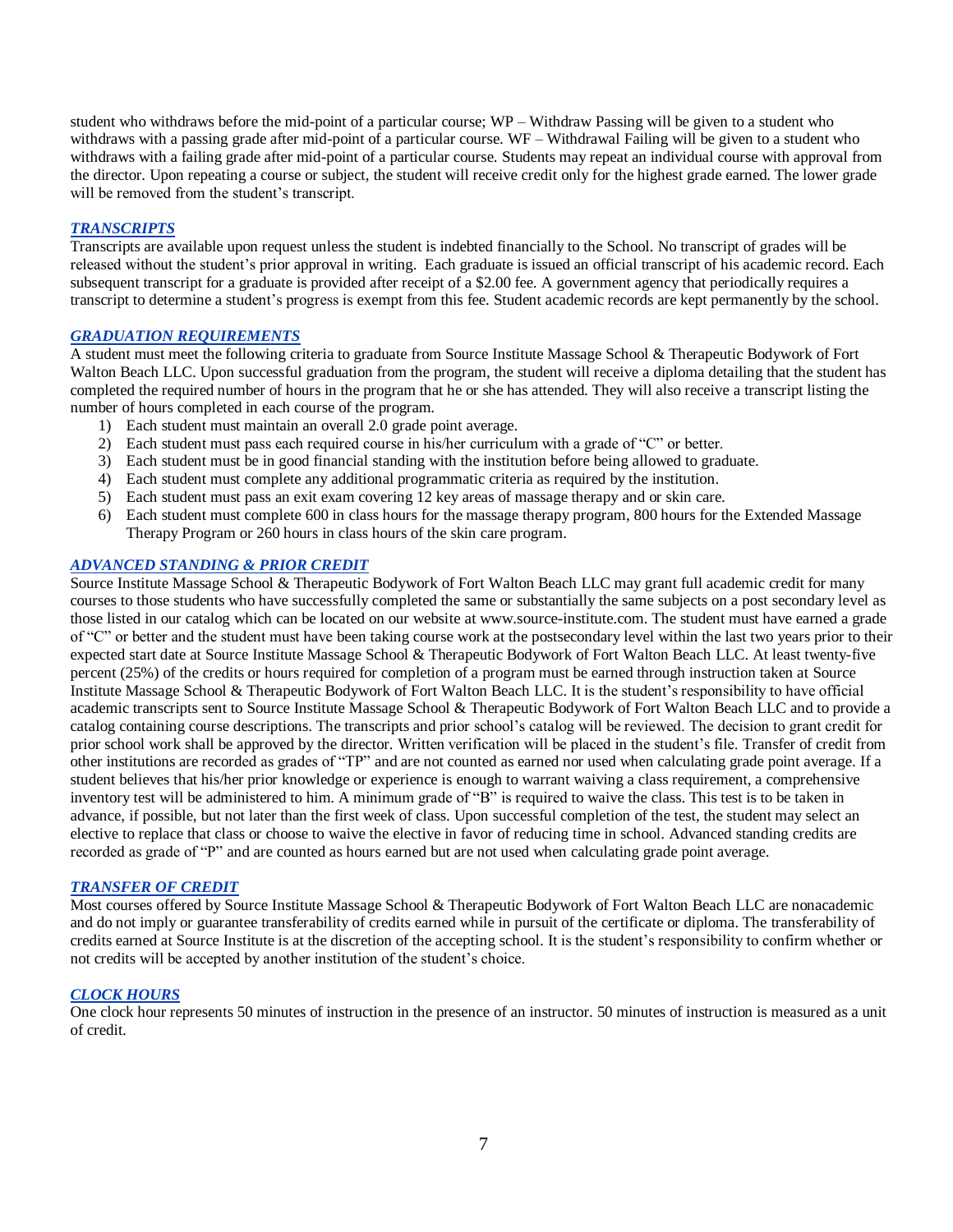student who withdraws before the mid-point of a particular course; WP – Withdraw Passing will be given to a student who withdraws with a passing grade after mid-point of a particular course. WF – Withdrawal Failing will be given to a student who withdraws with a failing grade after mid-point of a particular course. Students may repeat an individual course with approval from the director. Upon repeating a course or subject, the student will receive credit only for the highest grade earned. The lower grade will be removed from the student's transcript.

## *TRANSCRIPTS*

Transcripts are available upon request unless the student is indebted financially to the School. No transcript of grades will be released without the student's prior approval in writing. Each graduate is issued an official transcript of his academic record. Each subsequent transcript for a graduate is provided after receipt of a $2.00 fee. A government agency that periodically requires a transcript to determine a student's progress is exempt from this fee. Student academic records are kept permanently by the school.

## *GRADUATION REQUIREMENTS*

A student must meet the following criteria to graduate from Source Institute Massage School & Therapeutic Bodywork of Fort Walton Beach LLC. Upon successful graduation from the program, the student will receive a diploma detailing that the student has completed the required number of hours in the program that he or she has attended. They will also receive a transcript listing the number of hours completed in each course of the program.

1) Each student must maintain an overall 2.0 grade point average.
2) Each student must pass each required course in his/her curriculum with a grade of "C" or better.
3) Each student must be in good financial standing with the institution before being allowed to graduate.
4) Each student must complete any additional programmatic criteria as required by the institution.
5) Each student must pass an exit exam covering 12 key areas of massage therapy and or skin care.
6) Each student must complete 600 in class hours for the massage therapy program, 800 hours for the Extended Massage Therapy Program or 260 hours in class hours of the skin care program.

## *ADVANCED STANDING & PRIOR CREDIT*

Source Institute Massage School & Therapeutic Bodywork of Fort Walton Beach LLC may grant full academic credit for many courses to those students who have successfully completed the same or substantially the same subjects on a post secondary level as those listed in our catalog which can be located on our website at www.source-institute.com. The student must have earned a grade of "C" or better and the student must have been taking course work at the postsecondary level within the last two years prior to their expected start date at Source Institute Massage School & Therapeutic Bodywork of Fort Walton Beach LLC. At least twenty-five percent (25%) of the credits or hours required for completion of a program must be earned through instruction taken at Source Institute Massage School & Therapeutic Bodywork of Fort Walton Beach LLC. It is the student's responsibility to have official academic transcripts sent to Source Institute Massage School & Therapeutic Bodywork of Fort Walton Beach LLC and to provide a catalog containing course descriptions. The transcripts and prior school's catalog will be reviewed. The decision to grant credit for prior school work shall be approved by the director. Written verification will be placed in the student's file. Transfer of credit from other institutions are recorded as grades of "TP" and are not counted as earned nor used when calculating grade point average. If a student believes that his/her prior knowledge or experience is enough to warrant waiving a class requirement, a comprehensive inventory test will be administered to him. A minimum grade of "B" is required to waive the class. This test is to be taken in advance, if possible, but not later than the first week of class. Upon successful completion of the test, the student may select an elective to replace that class or choose to waive the elective in favor of reducing time in school. Advanced standing credits are recorded as grade of "P" and are counted as hours earned but are not used when calculating grade point average.

## *TRANSFER OF CREDIT*

Most courses offered by Source Institute Massage School & Therapeutic Bodywork of Fort Walton Beach LLC are nonacademic and do not imply or guarantee transferability of credits earned while in pursuit of the certificate or diploma. The transferability of credits earned at Source Institute is at the discretion of the accepting school. It is the student's responsibility to confirm whether or not credits will be accepted by another institution of the student's choice.

## *CLOCK HOURS*

One clock hour represents 50 minutes of instruction in the presence of an instructor. 50 minutes of instruction is measured as a unit of credit.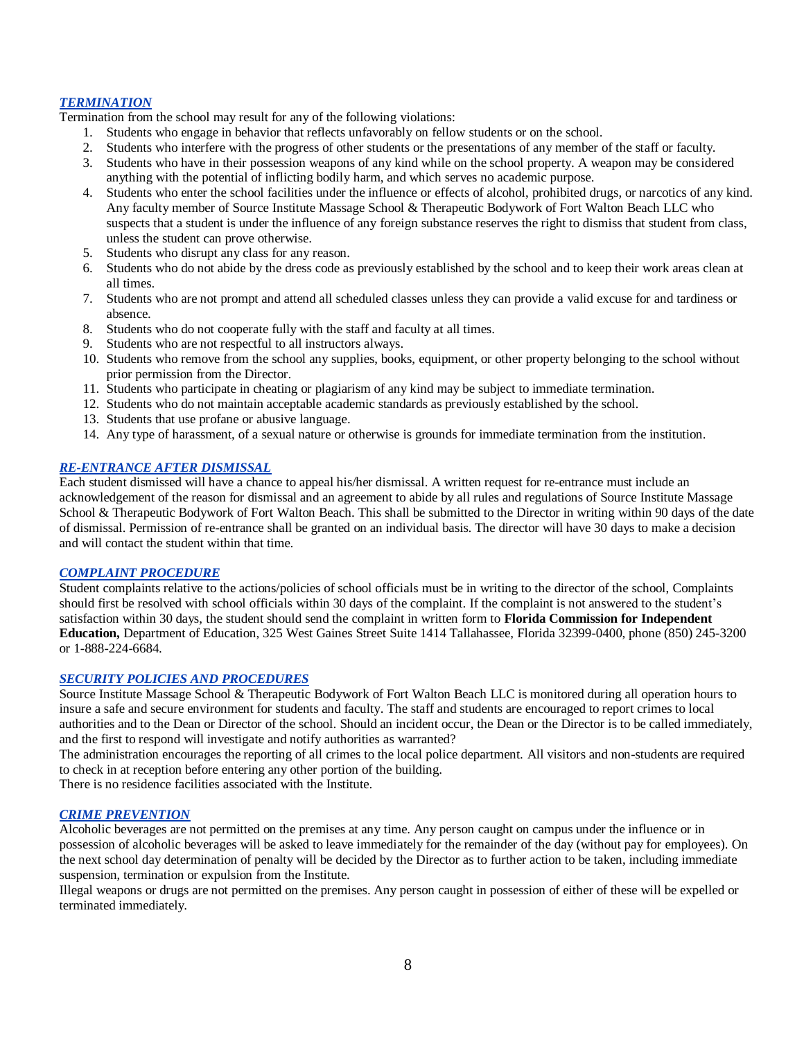## *TERMINATION*

Termination from the school may result for any of the following violations:

1. Students who engage in behavior that reflects unfavorably on fellow students or on the school.
2. Students who interfere with the progress of other students or the presentations of any member of the staff or faculty.
3. Students who have in their possession weapons of any kind while on the school property. A weapon may be considered anything with the potential of inflicting bodily harm, and which serves no academic purpose.
4. Students who enter the school facilities under the influence or effects of alcohol, prohibited drugs, or narcotics of any kind. Any faculty member of Source Institute Massage School & Therapeutic Bodywork of Fort Walton Beach LLC who suspects that a student is under the influence of any foreign substance reserves the right to dismiss that student from class, unless the student can prove otherwise.
5. Students who disrupt any class for any reason.
6. Students who do not abide by the dress code as previously established by the school and to keep their work areas clean at all times.
7. Students who are not prompt and attend all scheduled classes unless they can provide a valid excuse for and tardiness or absence.
8. Students who do not cooperate fully with the staff and faculty at all times.
9. Students who are not respectful to all instructors always.
10. Students who remove from the school any supplies, books, equipment, or other property belonging to the school without prior permission from the Director.
11. Students who participate in cheating or plagiarism of any kind may be subject to immediate termination.
12. Students who do not maintain acceptable academic standards as previously established by the school.
13. Students that use profane or abusive language.
14. Any type of harassment, of a sexual nature or otherwise is grounds for immediate termination from the institution.

## *RE-ENTRANCE AFTER DISMISSAL*

Each student dismissed will have a chance to appeal his/her dismissal. A written request for re-entrance must include an acknowledgement of the reason for dismissal and an agreement to abide by all rules and regulations of Source Institute Massage School & Therapeutic Bodywork of Fort Walton Beach. This shall be submitted to the Director in writing within 90 days of the date of dismissal. Permission of re-entrance shall be granted on an individual basis. The director will have 30 days to make a decision and will contact the student within that time.

## *COMPLAINT PROCEDURE*

Student complaints relative to the actions/policies of school officials must be in writing to the director of the school, Complaints should first be resolved with school officials within 30 days of the complaint. If the complaint is not answered to the student's satisfaction within 30 days, the student should send the complaint in written form to **Florida Commission for Independent Education,** Department of Education, 325 West Gaines Street Suite 1414 Tallahassee, Florida 32399-0400, phone (850) 245-3200 or 1-888-224-6684.

## *SECURITY POLICIES AND PROCEDURES*

Source Institute Massage School & Therapeutic Bodywork of Fort Walton Beach LLC is monitored during all operation hours to insure a safe and secure environment for students and faculty. The staff and students are encouraged to report crimes to local authorities and to the Dean or Director of the school. Should an incident occur, the Dean or the Director is to be called immediately, and the first to respond will investigate and notify authorities as warranted?

The administration encourages the reporting of all crimes to the local police department. All visitors and non-students are required to check in at reception before entering any other portion of the building.

There is no residence facilities associated with the Institute.

## *CRIME PREVENTION*

Alcoholic beverages are not permitted on the premises at any time. Any person caught on campus under the influence or in possession of alcoholic beverages will be asked to leave immediately for the remainder of the day (without pay for employees). On the next school day determination of penalty will be decided by the Director as to further action to be taken, including immediate suspension, termination or expulsion from the Institute.

Illegal weapons or drugs are not permitted on the premises. Any person caught in possession of either of these will be expelled or terminated immediately.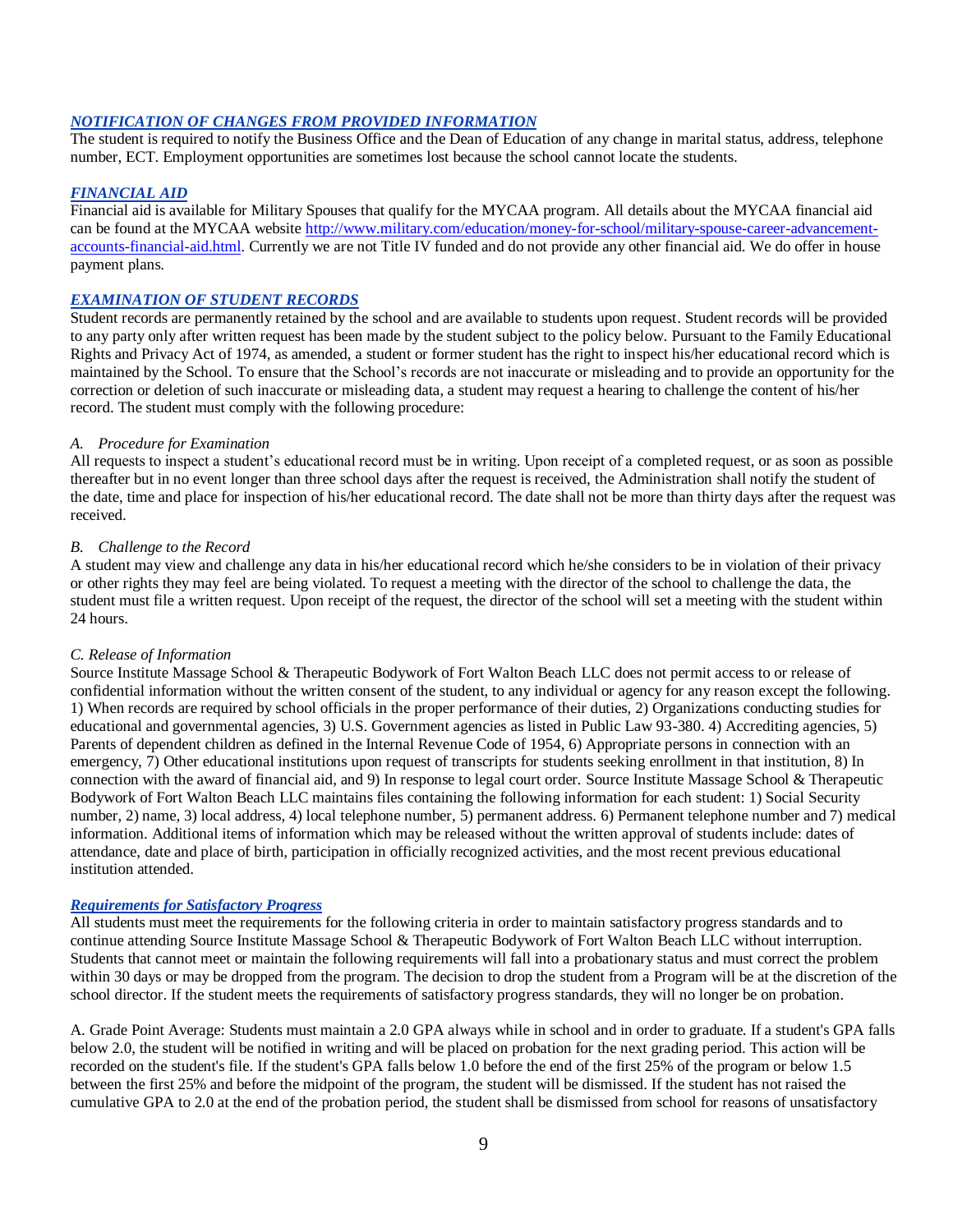## *NOTIFICATION OF CHANGES FROM PROVIDED INFORMATION*

The student is required to notify the Business Office and the Dean of Education of any change in marital status, address, telephone number, ECT. Employment opportunities are sometimes lost because the school cannot locate the students.

## *FINANCIAL AID*

Financial aid is available for Military Spouses that qualify for the MYCAA program. All details about the MYCAA financial aid can be found at the MYCAA website [http://www.military.com/education/money-for-school/military-spouse-career-advancement-accounts-financial-aid.html](http://www.military.com/education/money-for-school/military-spouse-career-advancement-accounts-financial-aid.html). Currently we are not Title IV funded and do not provide any other financial aid. We do offer in house payment plans.

## *EXAMINATION OF STUDENT RECORDS*

Student records are permanently retained by the school and are available to students upon request. Student records will be provided to any party only after written request has been made by the student subject to the policy below. Pursuant to the Family Educational Rights and Privacy Act of 1974, as amended, a student or former student has the right to inspect his/her educational record which is maintained by the School. To ensure that the School's records are not inaccurate or misleading and to provide an opportunity for the correction or deletion of such inaccurate or misleading data, a student may request a hearing to challenge the content of his/her record. The student must comply with the following procedure:

*A. Procedure for Examination*

All requests to inspect a student's educational record must be in writing. Upon receipt of a completed request, or as soon as possible thereafter but in no event longer than three school days after the request is received, the Administration shall notify the student of the date, time and place for inspection of his/her educational record. The date shall not be more than thirty days after the request was received.

*B. Challenge to the Record*

A student may view and challenge any data in his/her educational record which he/she considers to be in violation of their privacy or other rights they may feel are being violated. To request a meeting with the director of the school to challenge the data, the student must file a written request. Upon receipt of the request, the director of the school will set a meeting with the student within 24 hours.

*C. Release of Information*

Source Institute Massage School & Therapeutic Bodywork of Fort Walton Beach LLC does not permit access to or release of confidential information without the written consent of the student, to any individual or agency for any reason except the following. 1) When records are required by school officials in the proper performance of their duties, 2) Organizations conducting studies for educational and governmental agencies, 3) U.S. Government agencies as listed in Public Law 93-380. 4) Accrediting agencies, 5) Parents of dependent children as defined in the Internal Revenue Code of 1954, 6) Appropriate persons in connection with an emergency, 7) Other educational institutions upon request of transcripts for students seeking enrollment in that institution, 8) In connection with the award of financial aid, and 9) In response to legal court order. Source Institute Massage School & Therapeutic Bodywork of Fort Walton Beach LLC maintains files containing the following information for each student: 1) Social Security number, 2) name, 3) local address, 4) local telephone number, 5) permanent address. 6) Permanent telephone number and 7) medical information. Additional items of information which may be released without the written approval of students include: dates of attendance, date and place of birth, participation in officially recognized activities, and the most recent previous educational institution attended.

## *Requirements for Satisfactory Progress*

All students must meet the requirements for the following criteria in order to maintain satisfactory progress standards and to continue attending Source Institute Massage School & Therapeutic Bodywork of Fort Walton Beach LLC without interruption. Students that cannot meet or maintain the following requirements will fall into a probationary status and must correct the problem within 30 days or may be dropped from the program. The decision to drop the student from a Program will be at the discretion of the school director. If the student meets the requirements of satisfactory progress standards, they will no longer be on probation.

A. Grade Point Average: Students must maintain a 2.0 GPA always while in school and in order to graduate. If a student's GPA falls below 2.0, the student will be notified in writing and will be placed on probation for the next grading period. This action will be recorded on the student's file. If the student's GPA falls below 1.0 before the end of the first 25% of the program or below 1.5 between the first 25% and before the midpoint of the program, the student will be dismissed. If the student has not raised the cumulative GPA to 2.0 at the end of the probation period, the student shall be dismissed from school for reasons of unsatisfactory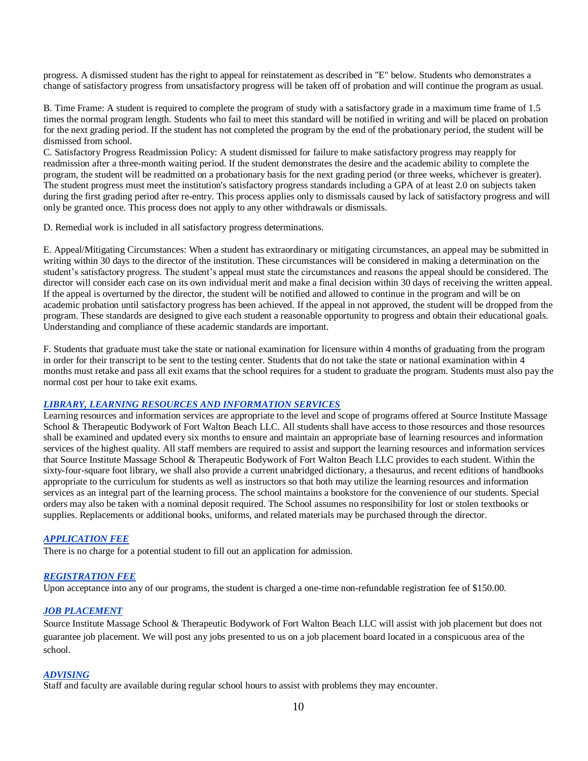progress. A dismissed student has the right to appeal for reinstatement as described in "E" below. Students who demonstrates a change of satisfactory progress from unsatisfactory progress will be taken off of probation and will continue the program as usual.

B. Time Frame: A student is required to complete the program of study with a satisfactory grade in a maximum time frame of 1.5 times the normal program length. Students who fail to meet this standard will be notified in writing and will be placed on probation for the next grading period. If the student has not completed the program by the end of the probationary period, the student will be dismissed from school.

C. Satisfactory Progress Readmission Policy: A student dismissed for failure to make satisfactory progress may reapply for readmission after a three-month waiting period. If the student demonstrates the desire and the academic ability to complete the program, the student will be readmitted on a probationary basis for the next grading period (or three weeks, whichever is greater). The student progress must meet the institution's satisfactory progress standards including a GPA of at least 2.0 on subjects taken during the first grading period after re-entry. This process applies only to dismissals caused by lack of satisfactory progress and will only be granted once. This process does not apply to any other withdrawals or dismissals.

D. Remedial work is included in all satisfactory progress determinations.

E. Appeal/Mitigating Circumstances: When a student has extraordinary or mitigating circumstances, an appeal may be submitted in writing within 30 days to the director of the institution. These circumstances will be considered in making a determination on the student's satisfactory progress. The student's appeal must state the circumstances and reasons the appeal should be considered. The director will consider each case on its own individual merit and make a final decision within 30 days of receiving the written appeal. If the appeal is overturned by the director, the student will be notified and allowed to continue in the program and will be on academic probation until satisfactory progress has been achieved. If the appeal in not approved, the student will be dropped from the program. These standards are designed to give each student a reasonable opportunity to progress and obtain their educational goals. Understanding and compliance of these academic standards are important.

F. Students that graduate must take the state or national examination for licensure within 4 months of graduating from the program in order for their transcript to be sent to the testing center. Students that do not take the state or national examination within 4 months must retake and pass all exit exams that the school requires for a student to graduate the program. Students must also pay the normal cost per hour to take exit exams.

### *LIBRARY, LEARNING RESOURCES AND INFORMATION SERVICES*

Learning resources and information services are appropriate to the level and scope of programs offered at Source Institute Massage School & Therapeutic Bodywork of Fort Walton Beach LLC. All students shall have access to those resources and those resources shall be examined and updated every six months to ensure and maintain an appropriate base of learning resources and information services of the highest quality. All staff members are required to assist and support the learning resources and information services that Source Institute Massage School & Therapeutic Bodywork of Fort Walton Beach LLC provides to each student. Within the sixty-four-square foot library, we shall also provide a current unabridged dictionary, a thesaurus, and recent editions of handbooks appropriate to the curriculum for students as well as instructors so that both may utilize the learning resources and information services as an integral part of the learning process. The school maintains a bookstore for the convenience of our students. Special orders may also be taken with a nominal deposit required. The School assumes no responsibility for lost or stolen textbooks or supplies. Replacements or additional books, uniforms, and related materials may be purchased through the director.

### *APPLICATION FEE*

There is no charge for a potential student to fill out an application for admission.

### *REGISTRATION FEE*

Upon acceptance into any of our programs, the student is charged a one-time non-refundable registration fee of $150.00.

### *JOB PLACEMENT*

Source Institute Massage School & Therapeutic Bodywork of Fort Walton Beach LLC will assist with job placement but does not guarantee job placement. We will post any jobs presented to us on a job placement board located in a conspicuous area of the school.

### *ADVISING*

Staff and faculty are available during regular school hours to assist with problems they may encounter.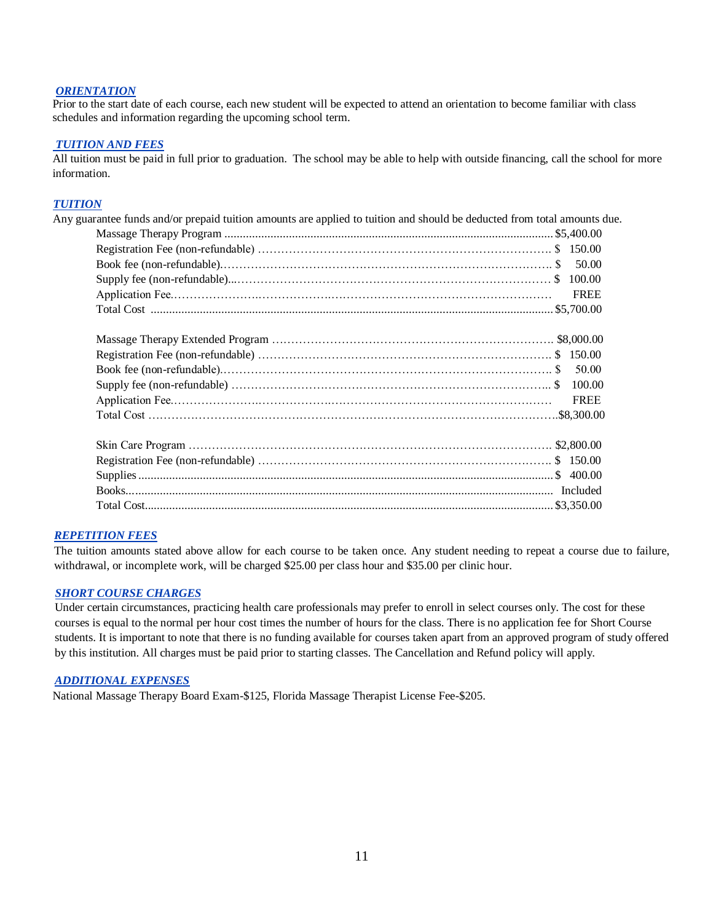## ***ORIENTATION***

Prior to the start date of each course, each new student will be expected to attend an orientation to become familiar with class schedules and information regarding the upcoming school term.

## ***TUITION AND FEES***

All tuition must be paid in full prior to graduation. The school may be able to help with outside financing, call the school for more information.

## ***TUITION***

Any guarantee funds and/or prepaid tuition amounts are applied to tuition and should be deducted from total amounts due.

| Item | Amount |
|---|---|
| Massage Therapy Program | $5,400.00 |
| Registration Fee (non-refundable) | $ 150.00 |
| Book fee (non-refundable) | $ 50.00 |
| Supply fee (non-refundable) | $ 100.00 |
| Application Fee | FREE |
| Total Cost | $5,700.00 |

| Item | Amount |
|---|---|
| Massage Therapy Extended Program | $8,000.00 |
| Registration Fee (non-refundable) | $ 150.00 |
| Book fee (non-refundable) | $ 50.00 |
| Supply fee (non-refundable) | $ 100.00 |
| Application Fee | FREE |
| Total Cost | $8,300.00 |

| Item | Amount |
|---|---|
| Skin Care Program | $2,800.00 |
| Registration Fee (non-refundable) | $ 150.00 |
| Supplies | $ 400.00 |
| Books | Included |
| Total Cost | $3,350.00 |

## ***REPETITION FEES***

The tuition amounts stated above allow for each course to be taken once. Any student needing to repeat a course due to failure, withdrawal, or incomplete work, will be charged $25.00 per class hour and $35.00 per clinic hour.

## ***SHORT COURSE CHARGES***

Under certain circumstances, practicing health care professionals may prefer to enroll in select courses only. The cost for these courses is equal to the normal per hour cost times the number of hours for the class. There is no application fee for Short Course students. It is important to note that there is no funding available for courses taken apart from an approved program of study offered by this institution. All charges must be paid prior to starting classes. The Cancellation and Refund policy will apply.

## ***ADDITIONAL EXPENSES***

National Massage Therapy Board Exam-$125, Florida Massage Therapist License Fee-$205.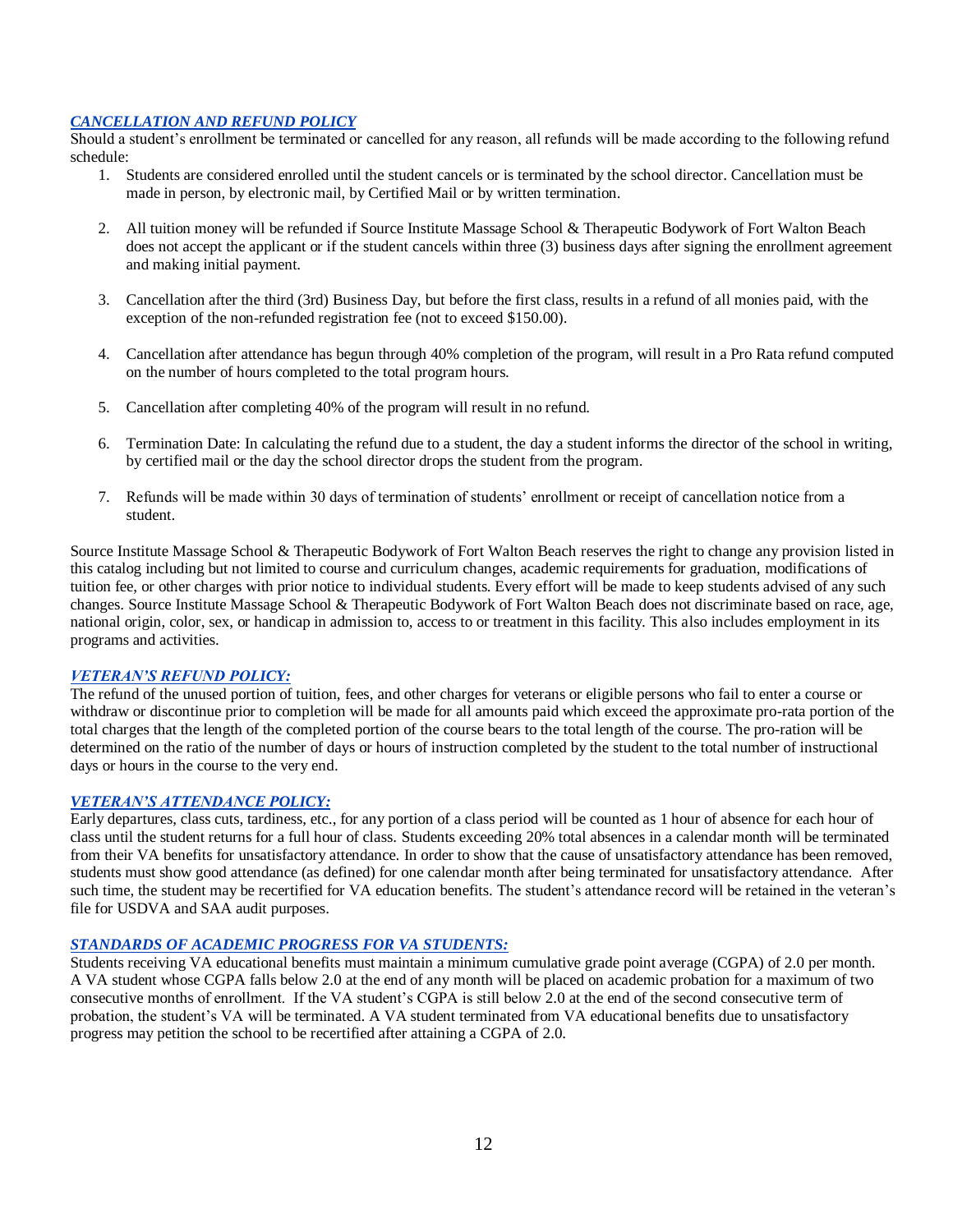### *CANCELLATION AND REFUND POLICY*

Should a student's enrollment be terminated or cancelled for any reason, all refunds will be made according to the following refund schedule:

1. Students are considered enrolled until the student cancels or is terminated by the school director. Cancellation must be made in person, by electronic mail, by Certified Mail or by written termination.

2. All tuition money will be refunded if Source Institute Massage School & Therapeutic Bodywork of Fort Walton Beach does not accept the applicant or if the student cancels within three (3) business days after signing the enrollment agreement and making initial payment.

3. Cancellation after the third (3rd) Business Day, but before the first class, results in a refund of all monies paid, with the exception of the non-refunded registration fee (not to exceed $150.00).

4. Cancellation after attendance has begun through 40% completion of the program, will result in a Pro Rata refund computed on the number of hours completed to the total program hours.

5. Cancellation after completing 40% of the program will result in no refund.

6. Termination Date: In calculating the refund due to a student, the day a student informs the director of the school in writing, by certified mail or the day the school director drops the student from the program.

7. Refunds will be made within 30 days of termination of students' enrollment or receipt of cancellation notice from a student.

Source Institute Massage School & Therapeutic Bodywork of Fort Walton Beach reserves the right to change any provision listed in this catalog including but not limited to course and curriculum changes, academic requirements for graduation, modifications of tuition fee, or other charges with prior notice to individual students. Every effort will be made to keep students advised of any such changes. Source Institute Massage School & Therapeutic Bodywork of Fort Walton Beach does not discriminate based on race, age, national origin, color, sex, or handicap in admission to, access to or treatment in this facility. This also includes employment in its programs and activities.

### *VETERAN'S REFUND POLICY:*

The refund of the unused portion of tuition, fees, and other charges for veterans or eligible persons who fail to enter a course or withdraw or discontinue prior to completion will be made for all amounts paid which exceed the approximate pro-rata portion of the total charges that the length of the completed portion of the course bears to the total length of the course. The pro-ration will be determined on the ratio of the number of days or hours of instruction completed by the student to the total number of instructional days or hours in the course to the very end.

### *VETERAN'S ATTENDANCE POLICY:*

Early departures, class cuts, tardiness, etc., for any portion of a class period will be counted as 1 hour of absence for each hour of class until the student returns for a full hour of class. Students exceeding 20% total absences in a calendar month will be terminated from their VA benefits for unsatisfactory attendance. In order to show that the cause of unsatisfactory attendance has been removed, students must show good attendance (as defined) for one calendar month after being terminated for unsatisfactory attendance. After such time, the student may be recertified for VA education benefits. The student's attendance record will be retained in the veteran's file for USDVA and SAA audit purposes.

### *STANDARDS OF ACADEMIC PROGRESS FOR VA STUDENTS:*

Students receiving VA educational benefits must maintain a minimum cumulative grade point average (CGPA) of 2.0 per month. A VA student whose CGPA falls below 2.0 at the end of any month will be placed on academic probation for a maximum of two consecutive months of enrollment. If the VA student's CGPA is still below 2.0 at the end of the second consecutive term of probation, the student's VA will be terminated. A VA student terminated from VA educational benefits due to unsatisfactory progress may petition the school to be recertified after attaining a CGPA of 2.0.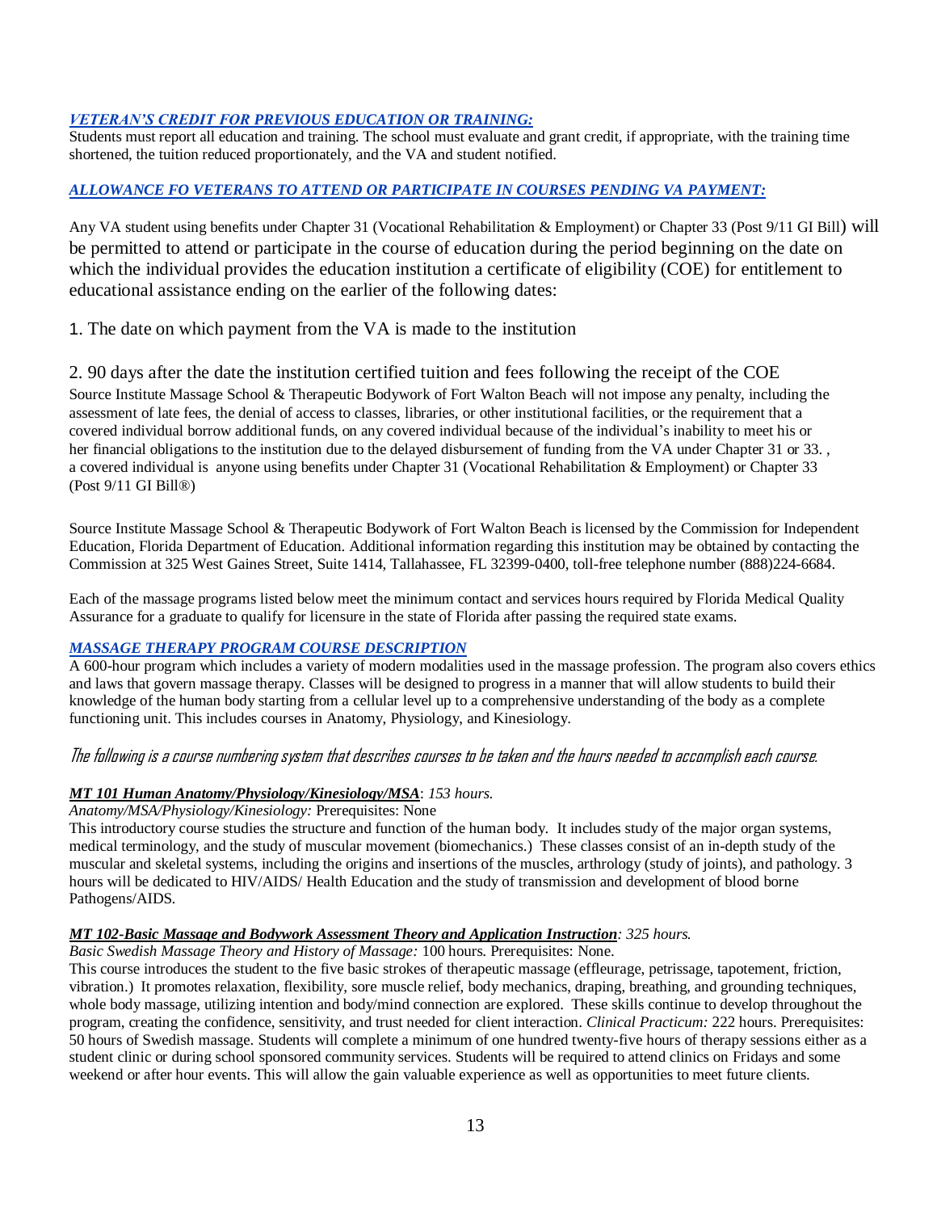***VETERAN'S CREDIT FOR PREVIOUS EDUCATION OR TRAINING:***

Students must report all education and training. The school must evaluate and grant credit, if appropriate, with the training time shortened, the tuition reduced proportionately, and the VA and student notified.

***ALLOWANCE FO VETERANS TO ATTEND OR PARTICIPATE IN COURSES PENDING VA PAYMENT:***

Any VA student using benefits under Chapter 31 (Vocational Rehabilitation & Employment) or Chapter 33 (Post 9/11 GI Bill) will be permitted to attend or participate in the course of education during the period beginning on the date on which the individual provides the education institution a certificate of eligibility (COE) for entitlement to educational assistance ending on the earlier of the following dates:

1. The date on which payment from the VA is made to the institution

2. 90 days after the date the institution certified tuition and fees following the receipt of the COE

Source Institute Massage School & Therapeutic Bodywork of Fort Walton Beach will not impose any penalty, including the assessment of late fees, the denial of access to classes, libraries, or other institutional facilities, or the requirement that a covered individual borrow additional funds, on any covered individual because of the individual's inability to meet his or her financial obligations to the institution due to the delayed disbursement of funding from the VA under Chapter 31 or 33. , a covered individual is anyone using benefits under Chapter 31 (Vocational Rehabilitation & Employment) or Chapter 33 (Post 9/11 GI Bill®)

Source Institute Massage School & Therapeutic Bodywork of Fort Walton Beach is licensed by the Commission for Independent Education, Florida Department of Education. Additional information regarding this institution may be obtained by contacting the Commission at 325 West Gaines Street, Suite 1414, Tallahassee, FL 32399-0400, toll-free telephone number (888)224-6684.

Each of the massage programs listed below meet the minimum contact and services hours required by Florida Medical Quality Assurance for a graduate to qualify for licensure in the state of Florida after passing the required state exams.

***MASSAGE THERAPY PROGRAM COURSE DESCRIPTION***

A 600-hour program which includes a variety of modern modalities used in the massage profession. The program also covers ethics and laws that govern massage therapy. Classes will be designed to progress in a manner that will allow students to build their knowledge of the human body starting from a cellular level up to a comprehensive understanding of the body as a complete functioning unit. This includes courses in Anatomy, Physiology, and Kinesiology.

*The following is a course numbering system that describes courses to be taken and the hours needed to accomplish each course.*

***MT 101 Human Anatomy/Physiology/Kinesiology/MSA***: *153 hours.*

*Anatomy/MSA/Physiology/Kinesiology:* Prerequisites: None

This introductory course studies the structure and function of the human body. It includes study of the major organ systems, medical terminology, and the study of muscular movement (biomechanics.) These classes consist of an in-depth study of the muscular and skeletal systems, including the origins and insertions of the muscles, arthrology (study of joints), and pathology. 3 hours will be dedicated to HIV/AIDS/ Health Education and the study of transmission and development of blood borne Pathogens/AIDS.

***MT 102-Basic Massage and Bodywork Assessment Theory and Application Instruction****: 325 hours.*

*Basic Swedish Massage Theory and History of Massage:* 100 hours. Prerequisites: None.

This course introduces the student to the five basic strokes of therapeutic massage (effleurage, petrissage, tapotement, friction, vibration.) It promotes relaxation, flexibility, sore muscle relief, body mechanics, draping, breathing, and grounding techniques, whole body massage, utilizing intention and body/mind connection are explored. These skills continue to develop throughout the program, creating the confidence, sensitivity, and trust needed for client interaction. *Clinical Practicum:* 222 hours. Prerequisites: 50 hours of Swedish massage. Students will complete a minimum of one hundred twenty-five hours of therapy sessions either as a student clinic or during school sponsored community services. Students will be required to attend clinics on Fridays and some weekend or after hour events. This will allow the gain valuable experience as well as opportunities to meet future clients.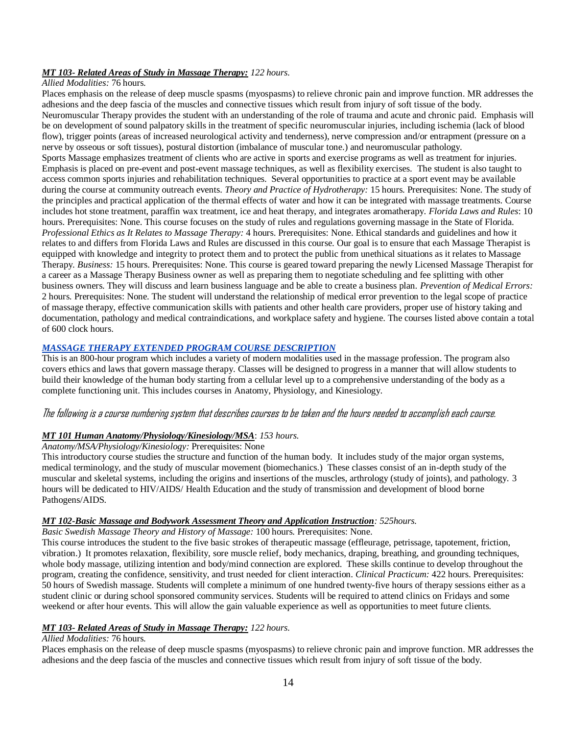***MT 103- Related Areas of Study in Massage Therapy:*** *122 hours.*

*Allied Modalities:* 76 hours.

Places emphasis on the release of deep muscle spasms (myospasms) to relieve chronic pain and improve function. MR addresses the adhesions and the deep fascia of the muscles and connective tissues which result from injury of soft tissue of the body. Neuromuscular Therapy provides the student with an understanding of the role of trauma and acute and chronic paid. Emphasis will be on development of sound palpatory skills in the treatment of specific neuromuscular injuries, including ischemia (lack of blood flow), trigger points (areas of increased neurological activity and tenderness), nerve compression and/or entrapment (pressure on a nerve by osseous or soft tissues), postural distortion (imbalance of muscular tone.) and neuromuscular pathology.
Sports Massage emphasizes treatment of clients who are active in sports and exercise programs as well as treatment for injuries. Emphasis is placed on pre-event and post-event massage techniques, as well as flexibility exercises. The student is also taught to access common sports injuries and rehabilitation techniques. Several opportunities to practice at a sport event may be available during the course at community outreach events. *Theory and Practice of Hydrotherapy:* 15 hours. Prerequisites: None. The study of the principles and practical application of the thermal effects of water and how it can be integrated with massage treatments. Course includes hot stone treatment, paraffin wax treatment, ice and heat therapy, and integrates aromatherapy. *Florida Laws and Rules*: 10 hours. Prerequisites: None. This course focuses on the study of rules and regulations governing massage in the State of Florida. *Professional Ethics as It Relates to Massage Therapy:* 4 hours. Prerequisites: None. Ethical standards and guidelines and how it relates to and differs from Florida Laws and Rules are discussed in this course. Our goal is to ensure that each Massage Therapist is equipped with knowledge and integrity to protect them and to protect the public from unethical situations as it relates to Massage Therapy. *Business:* 15 hours. Prerequisites: None. This course is geared toward preparing the newly Licensed Massage Therapist for a career as a Massage Therapy Business owner as well as preparing them to negotiate scheduling and fee splitting with other business owners. They will discuss and learn business language and be able to create a business plan. *Prevention of Medical Errors:* 2 hours. Prerequisites: None. The student will understand the relationship of medical error prevention to the legal scope of practice of massage therapy, effective communication skills with patients and other health care providers, proper use of history taking and documentation, pathology and medical contraindications, and workplace safety and hygiene. The courses listed above contain a total of 600 clock hours.

***MASSAGE THERAPY EXTENDED PROGRAM COURSE DESCRIPTION***

This is an 800-hour program which includes a variety of modern modalities used in the massage profession. The program also covers ethics and laws that govern massage therapy. Classes will be designed to progress in a manner that will allow students to build their knowledge of the human body starting from a cellular level up to a comprehensive understanding of the body as a complete functioning unit. This includes courses in Anatomy, Physiology, and Kinesiology.

*The following is a course numbering system that describes courses to be taken and the hours needed to accomplish each course.*

***MT 101 Human Anatomy/Physiology/Kinesiology/MSA***: *153 hours.*

*Anatomy/MSA/Physiology/Kinesiology:* Prerequisites: None

This introductory course studies the structure and function of the human body. It includes study of the major organ systems, medical terminology, and the study of muscular movement (biomechanics.) These classes consist of an in-depth study of the muscular and skeletal systems, including the origins and insertions of the muscles, arthrology (study of joints), and pathology. 3 hours will be dedicated to HIV/AIDS/ Health Education and the study of transmission and development of blood borne Pathogens/AIDS.

***MT 102-Basic Massage and Bodywork Assessment Theory and Application Instruction***: *525hours.*

*Basic Swedish Massage Theory and History of Massage:* 100 hours. Prerequisites: None.

This course introduces the student to the five basic strokes of therapeutic massage (effleurage, petrissage, tapotement, friction, vibration.) It promotes relaxation, flexibility, sore muscle relief, body mechanics, draping, breathing, and grounding techniques, whole body massage, utilizing intention and body/mind connection are explored. These skills continue to develop throughout the program, creating the confidence, sensitivity, and trust needed for client interaction. *Clinical Practicum:* 422 hours. Prerequisites: 50 hours of Swedish massage. Students will complete a minimum of one hundred twenty-five hours of therapy sessions either as a student clinic or during school sponsored community services. Students will be required to attend clinics on Fridays and some weekend or after hour events. This will allow the gain valuable experience as well as opportunities to meet future clients.

***MT 103- Related Areas of Study in Massage Therapy:*** *122 hours.*

*Allied Modalities:* 76 hours.

Places emphasis on the release of deep muscle spasms (myospasms) to relieve chronic pain and improve function. MR addresses the adhesions and the deep fascia of the muscles and connective tissues which result from injury of soft tissue of the body.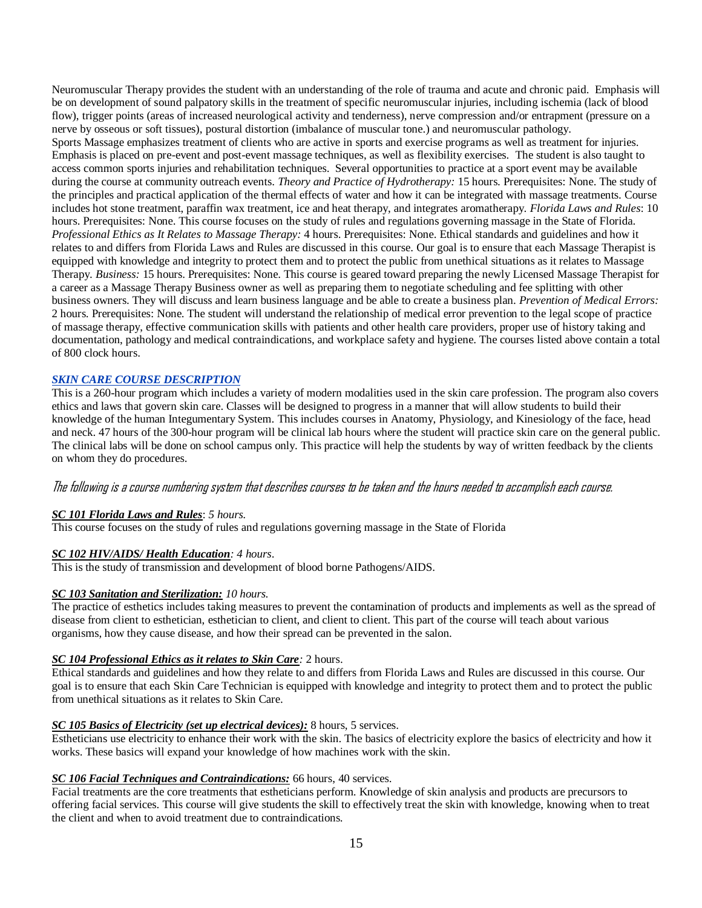Neuromuscular Therapy provides the student with an understanding of the role of trauma and acute and chronic paid. Emphasis will be on development of sound palpatory skills in the treatment of specific neuromuscular injuries, including ischemia (lack of blood flow), trigger points (areas of increased neurological activity and tenderness), nerve compression and/or entrapment (pressure on a nerve by osseous or soft tissues), postural distortion (imbalance of muscular tone.) and neuromuscular pathology.
Sports Massage emphasizes treatment of clients who are active in sports and exercise programs as well as treatment for injuries. Emphasis is placed on pre-event and post-event massage techniques, as well as flexibility exercises. The student is also taught to access common sports injuries and rehabilitation techniques. Several opportunities to practice at a sport event may be available during the course at community outreach events. *Theory and Practice of Hydrotherapy:* 15 hours. Prerequisites: None. The study of the principles and practical application of the thermal effects of water and how it can be integrated with massage treatments. Course includes hot stone treatment, paraffin wax treatment, ice and heat therapy, and integrates aromatherapy. *Florida Laws and Rules*: 10 hours. Prerequisites: None. This course focuses on the study of rules and regulations governing massage in the State of Florida. *Professional Ethics as It Relates to Massage Therapy:* 4 hours. Prerequisites: None. Ethical standards and guidelines and how it relates to and differs from Florida Laws and Rules are discussed in this course. Our goal is to ensure that each Massage Therapist is equipped with knowledge and integrity to protect them and to protect the public from unethical situations as it relates to Massage Therapy. *Business:* 15 hours. Prerequisites: None. This course is geared toward preparing the newly Licensed Massage Therapist for a career as a Massage Therapy Business owner as well as preparing them to negotiate scheduling and fee splitting with other business owners. They will discuss and learn business language and be able to create a business plan. *Prevention of Medical Errors:* 2 hours. Prerequisites: None. The student will understand the relationship of medical error prevention to the legal scope of practice of massage therapy, effective communication skills with patients and other health care providers, proper use of history taking and documentation, pathology and medical contraindications, and workplace safety and hygiene. The courses listed above contain a total of 800 clock hours.

## ***SKIN CARE COURSE DESCRIPTION***

This is a 260-hour program which includes a variety of modern modalities used in the skin care profession. The program also covers ethics and laws that govern skin care. Classes will be designed to progress in a manner that will allow students to build their knowledge of the human Integumentary System. This includes courses in Anatomy, Physiology, and Kinesiology of the face, head and neck. 47 hours of the 300-hour program will be clinical lab hours where the student will practice skin care on the general public. The clinical labs will be done on school campus only. This practice will help the students by way of written feedback by the clients on whom they do procedures.

*The following is a course numbering system that describes courses to be taken and the hours needed to accomplish each course.*

***SC 101 Florida Laws and Rules***: *5 hours.*
This course focuses on the study of rules and regulations governing massage in the State of Florida

***SC 102 HIV/AIDS/ Health Education***: *4 hours.*
This is the study of transmission and development of blood borne Pathogens/AIDS.

***SC 103 Sanitation and Sterilization:*** *10 hours.*
The practice of esthetics includes taking measures to prevent the contamination of products and implements as well as the spread of disease from client to esthetician, esthetician to client, and client to client. This part of the course will teach about various organisms, how they cause disease, and how their spread can be prevented in the salon.

***SC 104 Professional Ethics as it relates to Skin Care***: 2 hours.
Ethical standards and guidelines and how they relate to and differs from Florida Laws and Rules are discussed in this course. Our goal is to ensure that each Skin Care Technician is equipped with knowledge and integrity to protect them and to protect the public from unethical situations as it relates to Skin Care.

***SC 105 Basics of Electricity (set up electrical devices):*** 8 hours, 5 services.
Estheticians use electricity to enhance their work with the skin. The basics of electricity explore the basics of electricity and how it works. These basics will expand your knowledge of how machines work with the skin.

***SC 106 Facial Techniques and Contraindications:*** 66 hours, 40 services.
Facial treatments are the core treatments that estheticians perform. Knowledge of skin analysis and products are precursors to offering facial services. This course will give students the skill to effectively treat the skin with knowledge, knowing when to treat the client and when to avoid treatment due to contraindications.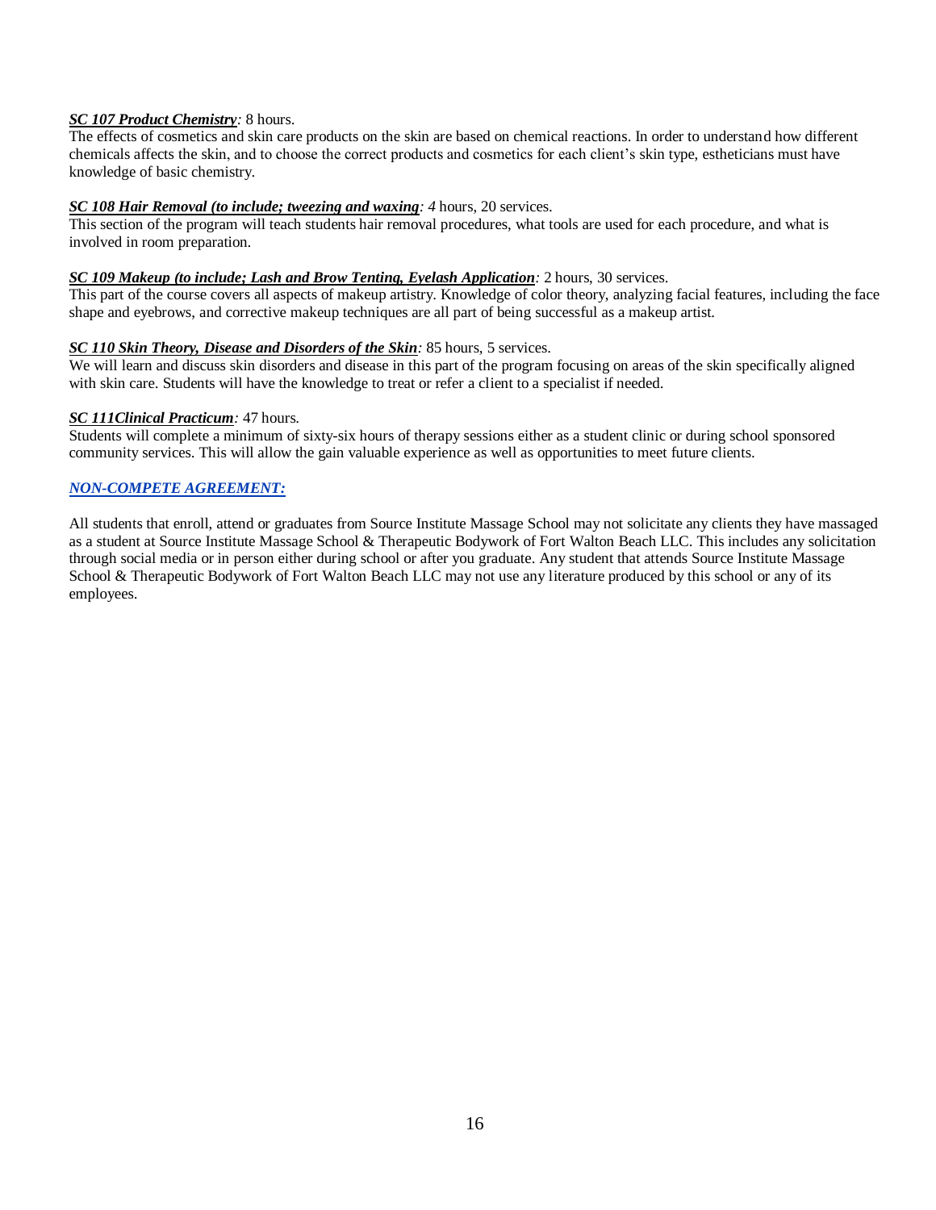***SC 107 Product Chemistry****:* 8 hours.
The effects of cosmetics and skin care products on the skin are based on chemical reactions. In order to understand how different chemicals affects the skin, and to choose the correct products and cosmetics for each client's skin type, estheticians must have knowledge of basic chemistry.

***SC 108 Hair Removal (to include; tweezing and waxing****: 4* hours, 20 services.
This section of the program will teach students hair removal procedures, what tools are used for each procedure, and what is involved in room preparation.

***SC 109 Makeup (to include; Lash and Brow Tenting, Eyelash Application****:* 2 hours, 30 services.
This part of the course covers all aspects of makeup artistry. Knowledge of color theory, analyzing facial features, including the face shape and eyebrows, and corrective makeup techniques are all part of being successful as a makeup artist.

***SC 110 Skin Theory, Disease and Disorders of the Skin****:* 85 hours, 5 services.
We will learn and discuss skin disorders and disease in this part of the program focusing on areas of the skin specifically aligned with skin care. Students will have the knowledge to treat or refer a client to a specialist if needed.

***SC 111Clinical Practicum****:* 47 hours.
Students will complete a minimum of sixty-six hours of therapy sessions either as a student clinic or during school sponsored community services. This will allow the gain valuable experience as well as opportunities to meet future clients.

***NON-COMPETE AGREEMENT:***

All students that enroll, attend or graduates from Source Institute Massage School may not solicitate any clients they have massaged as a student at Source Institute Massage School & Therapeutic Bodywork of Fort Walton Beach LLC. This includes any solicitation through social media or in person either during school or after you graduate. Any student that attends Source Institute Massage School & Therapeutic Bodywork of Fort Walton Beach LLC may not use any literature produced by this school or any of its employees.